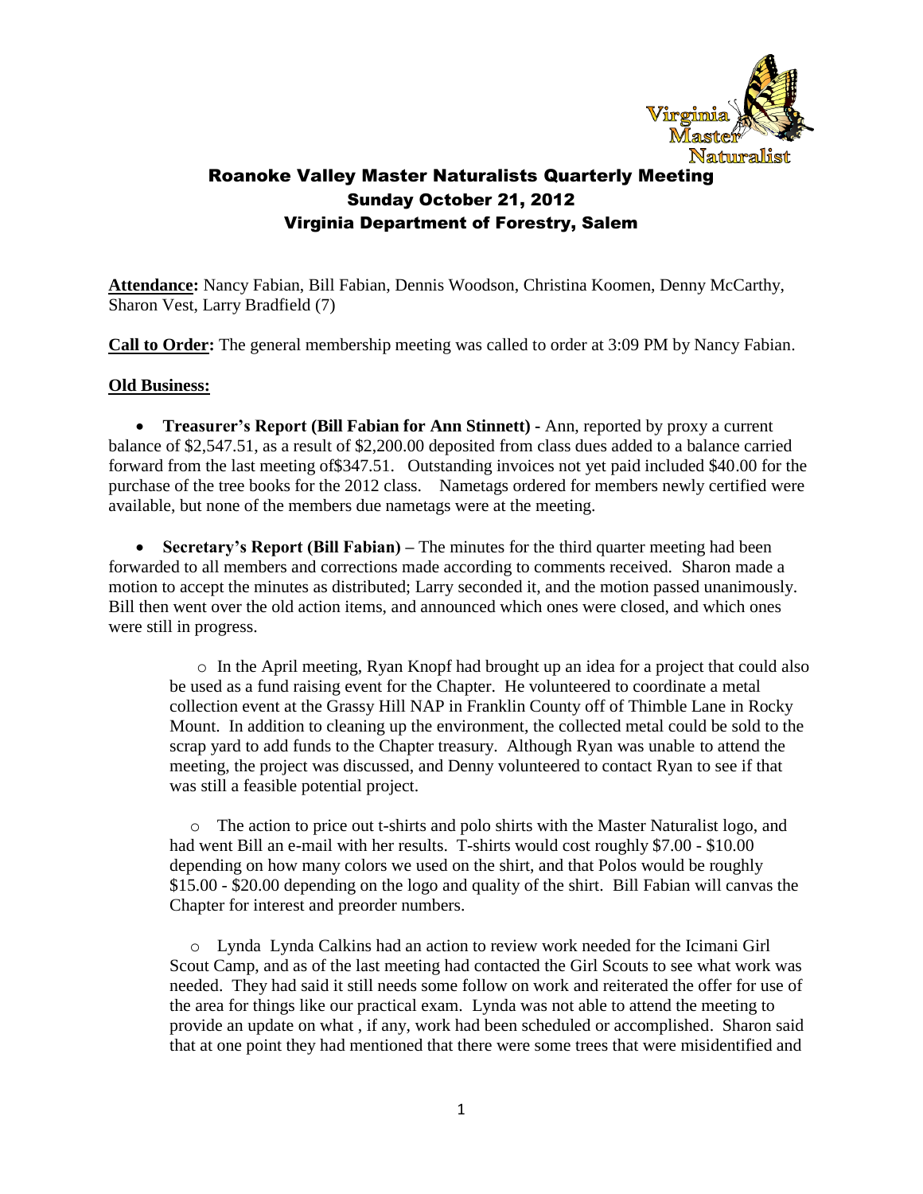# Roanoke Valley Master Naturalists Quarterly Meeting
## Sunday October 21, 2012
## Virginia Department of Forestry, Salem

**Attendance:** Nancy Fabian, Bill Fabian, Dennis Woodson, Christina Koomen, Denny McCarthy, Sharon Vest, Larry Bradfield (7)

**Call to Order:** The general membership meeting was called to order at 3:09 PM by Nancy Fabian.

**Old Business:**

- **Treasurer's Report (Bill Fabian for Ann Stinnett) -** Ann, reported by proxy a current balance of $2,547.51, as a result of $2,200.00 deposited from class dues added to a balance carried forward from the last meeting of$347.51. Outstanding invoices not yet paid included $40.00 for the purchase of the tree books for the 2012 class. Nametags ordered for members newly certified were available, but none of the members due nametags were at the meeting.

- **Secretary's Report (Bill Fabian) –** The minutes for the third quarter meeting had been forwarded to all members and corrections made according to comments received. Sharon made a motion to accept the minutes as distributed; Larry seconded it, and the motion passed unanimously. Bill then went over the old action items, and announced which ones were closed, and which ones were still in progress.

  - In the April meeting, Ryan Knopf had brought up an idea for a project that could also be used as a fund raising event for the Chapter. He volunteered to coordinate a metal collection event at the Grassy Hill NAP in Franklin County off of Thimble Lane in Rocky Mount. In addition to cleaning up the environment, the collected metal could be sold to the scrap yard to add funds to the Chapter treasury. Although Ryan was unable to attend the meeting, the project was discussed, and Denny volunteered to contact Ryan to see if that was still a feasible potential project.

  - The action to price out t-shirts and polo shirts with the Master Naturalist logo, and had went Bill an e-mail with her results. T-shirts would cost roughly $7.00 - $10.00 depending on how many colors we used on the shirt, and that Polos would be roughly $15.00 - $20.00 depending on the logo and quality of the shirt. Bill Fabian will canvas the Chapter for interest and preorder numbers.

  - Lynda Lynda Calkins had an action to review work needed for the Icimani Girl Scout Camp, and as of the last meeting had contacted the Girl Scouts to see what work was needed. They had said it still needs some follow on work and reiterated the offer for use of the area for things like our practical exam. Lynda was not able to attend the meeting to provide an update on what , if any, work had been scheduled or accomplished. Sharon said that at one point they had mentioned that there were some trees that were misidentified and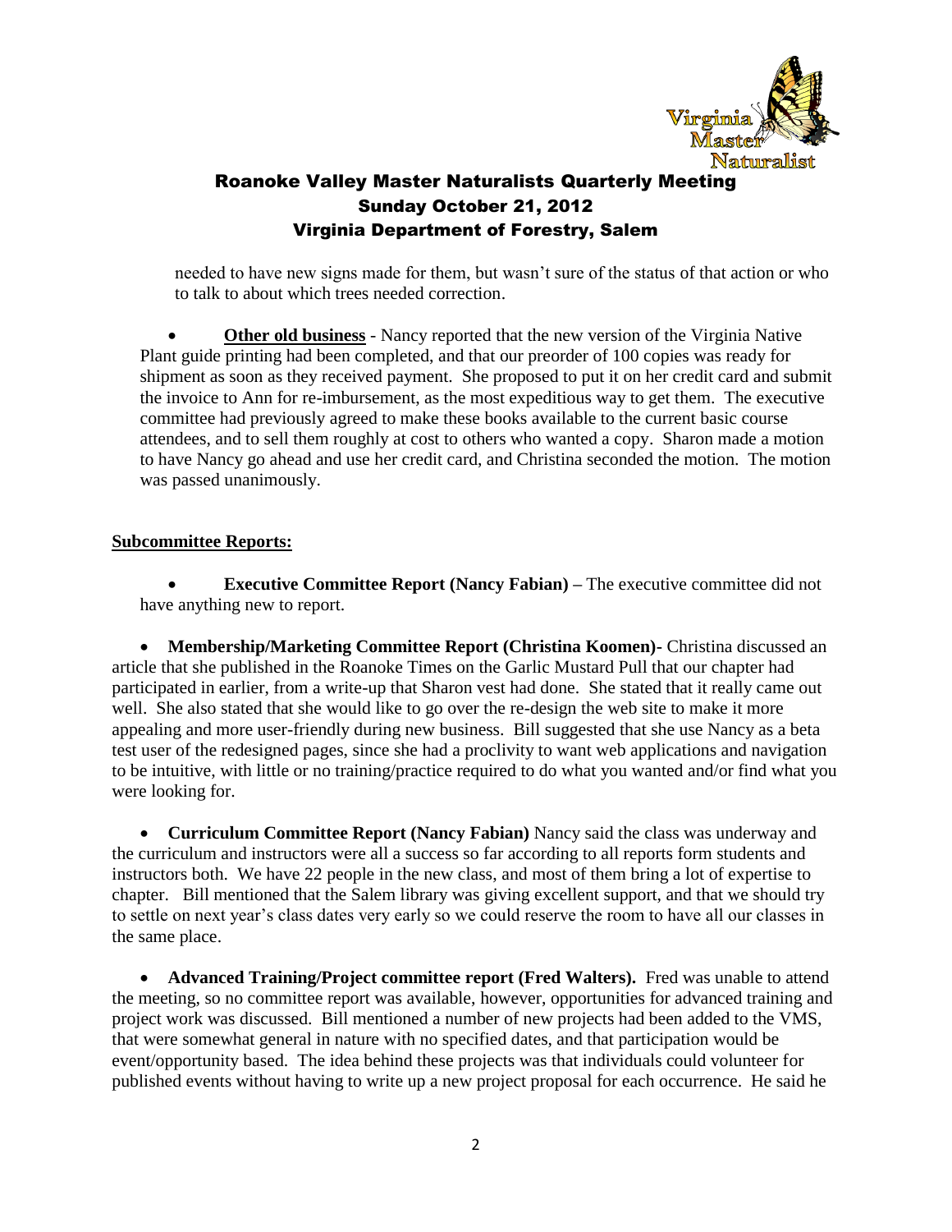needed to have new signs made for them, but wasn't sure of the status of that action or who to talk to about which trees needed correction.

- **Other old business** - Nancy reported that the new version of the Virginia Native Plant guide printing had been completed, and that our preorder of 100 copies was ready for shipment as soon as they received payment. She proposed to put it on her credit card and submit the invoice to Ann for re-imbursement, as the most expeditious way to get them. The executive committee had previously agreed to make these books available to the current basic course attendees, and to sell them roughly at cost to others who wanted a copy. Sharon made a motion to have Nancy go ahead and use her credit card, and Christina seconded the motion. The motion was passed unanimously.

**Subcommittee Reports:**

- **Executive Committee Report (Nancy Fabian) –** The executive committee did not have anything new to report.

- **Membership/Marketing Committee Report (Christina Koomen)-** Christina discussed an article that she published in the Roanoke Times on the Garlic Mustard Pull that our chapter had participated in earlier, from a write-up that Sharon vest had done. She stated that it really came out well. She also stated that she would like to go over the re-design the web site to make it more appealing and more user-friendly during new business. Bill suggested that she use Nancy as a beta test user of the redesigned pages, since she had a proclivity to want web applications and navigation to be intuitive, with little or no training/practice required to do what you wanted and/or find what you were looking for.

- **Curriculum Committee Report (Nancy Fabian)** Nancy said the class was underway and the curriculum and instructors were all a success so far according to all reports form students and instructors both. We have 22 people in the new class, and most of them bring a lot of expertise to chapter. Bill mentioned that the Salem library was giving excellent support, and that we should try to settle on next year's class dates very early so we could reserve the room to have all our classes in the same place.

- **Advanced Training/Project committee report (Fred Walters).** Fred was unable to attend the meeting, so no committee report was available, however, opportunities for advanced training and project work was discussed. Bill mentioned a number of new projects had been added to the VMS, that were somewhat general in nature with no specified dates, and that participation would be event/opportunity based. The idea behind these projects was that individuals could volunteer for published events without having to write up a new project proposal for each occurrence. He said he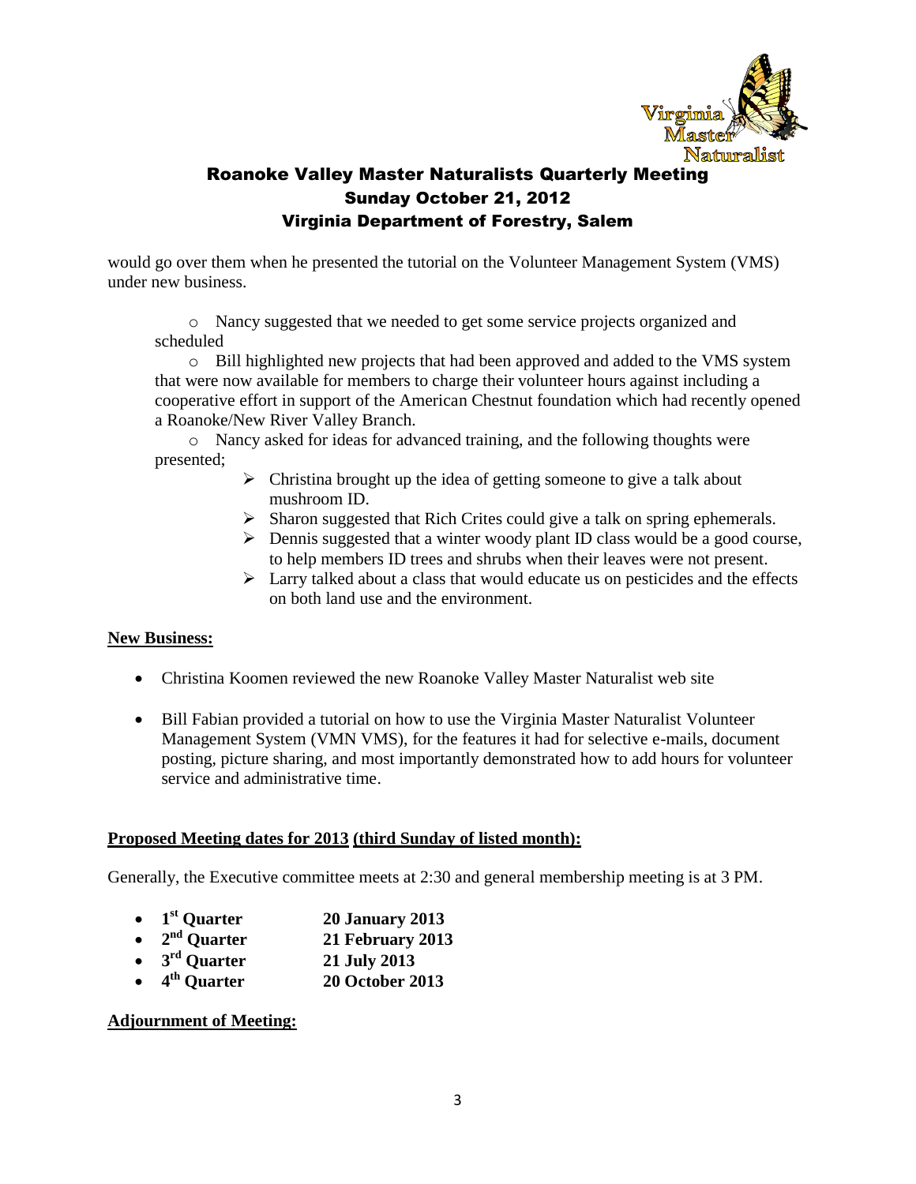would go over them when he presented the tutorial on the Volunteer Management System (VMS) under new business.

- Nancy suggested that we needed to get some service projects organized and scheduled
- Bill highlighted new projects that had been approved and added to the VMS system that were now available for members to charge their volunteer hours against including a cooperative effort in support of the American Chestnut foundation which had recently opened a Roanoke/New River Valley Branch.
- Nancy asked for ideas for advanced training, and the following thoughts were presented;
  - Christina brought up the idea of getting someone to give a talk about mushroom ID.
  - Sharon suggested that Rich Crites could give a talk on spring ephemerals.
  - Dennis suggested that a winter woody plant ID class would be a good course, to help members ID trees and shrubs when their leaves were not present.
  - Larry talked about a class that would educate us on pesticides and the effects on both land use and the environment.

**New Business:**

- Christina Koomen reviewed the new Roanoke Valley Master Naturalist web site
- Bill Fabian provided a tutorial on how to use the Virginia Master Naturalist Volunteer Management System (VMN VMS), for the features it had for selective e-mails, document posting, picture sharing, and most importantly demonstrated how to add hours for volunteer service and administrative time.

**Proposed Meeting dates for 2013 (third Sunday of listed month):**

Generally, the Executive committee meets at 2:30 and general membership meeting is at 3 PM.

- **1st Quarter** **20 January 2013**
- **2nd Quarter** **21 February 2013**
- **3rd Quarter** **21 July 2013**
- **4th Quarter** **20 October 2013**

**Adjournment of Meeting:**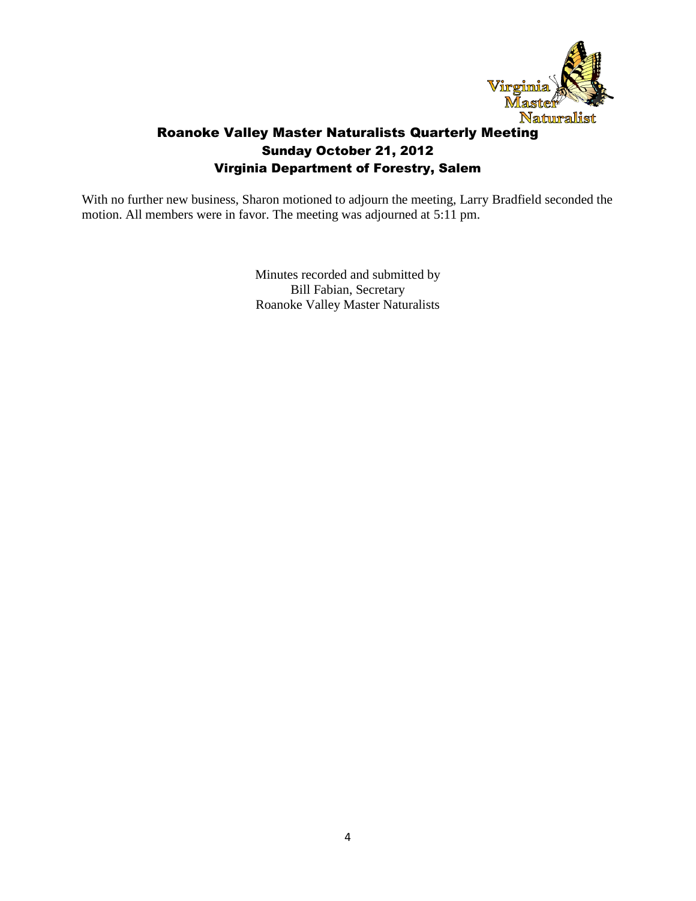## Roanoke Valley Master Naturalists Quarterly Meeting

### Sunday October 21, 2012

### Virginia Department of Forestry, Salem

With no further new business, Sharon motioned to adjourn the meeting, Larry Bradfield seconded the motion. All members were in favor. The meeting was adjourned at 5:11 pm.

Minutes recorded and submitted by
Bill Fabian, Secretary
Roanoke Valley Master Naturalists